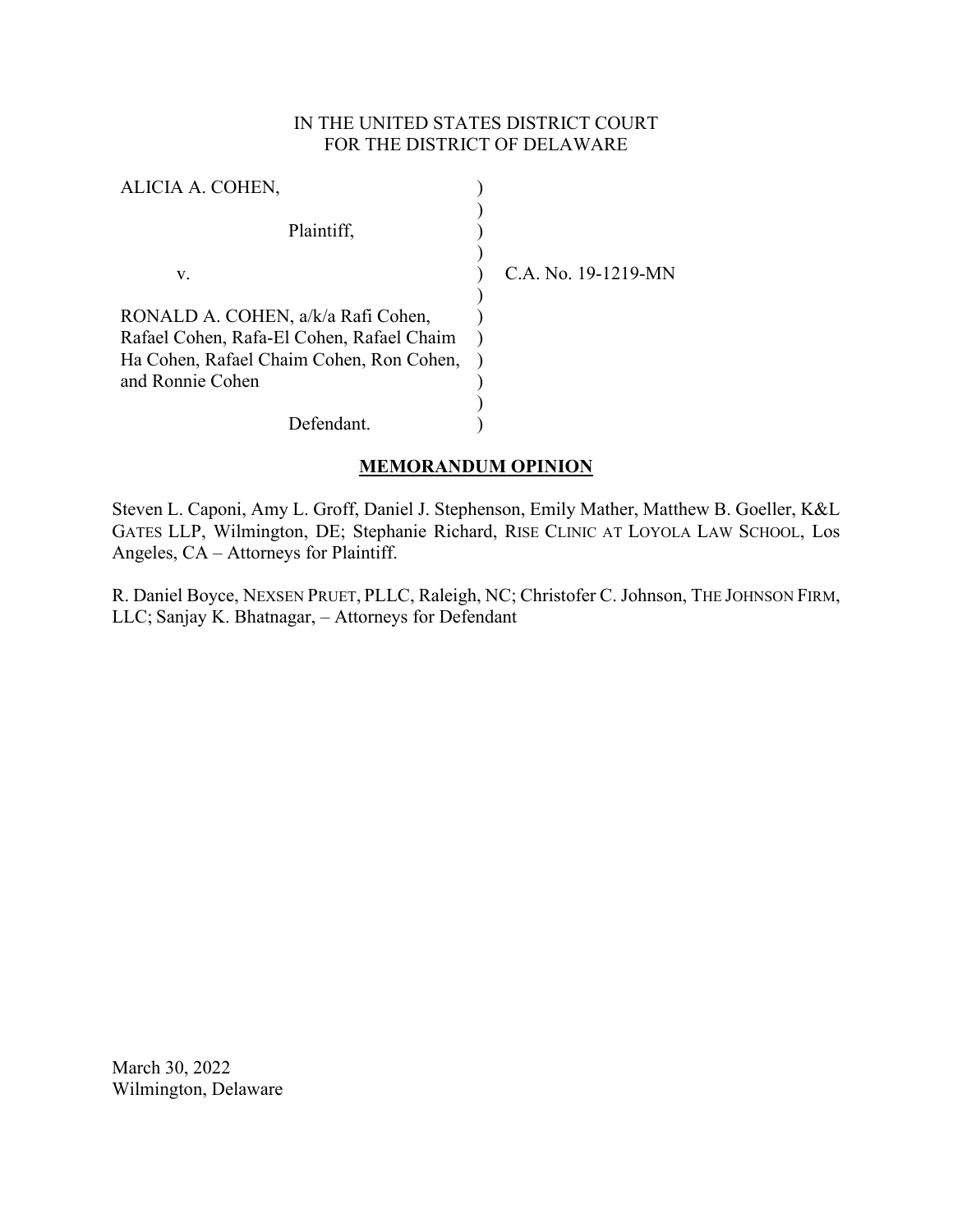IN THE UNITED STATES DISTRICT COURT
FOR THE DISTRICT OF DELAWARE

ALICIA A. COHEN,

Plaintiff,

v.

RONALD A. COHEN, a/k/a Rafi Cohen, Rafael Cohen, Rafa-El Cohen, Rafael Chaim Ha Cohen, Rafael Chaim Cohen, Ron Cohen, and Ronnie Cohen

Defendant.

C.A. No. 19-1219-MN

**MEMORANDUM OPINION**

Steven L. Caponi, Amy L. Groff, Daniel J. Stephenson, Emily Mather, Matthew B. Goeller, K&L GATES LLP, Wilmington, DE; Stephanie Richard, RISE CLINIC AT LOYOLA LAW SCHOOL, Los Angeles, CA – Attorneys for Plaintiff.

R. Daniel Boyce, NEXSEN PRUET, PLLC, Raleigh, NC; Christofer C. Johnson, THE JOHNSON FIRM, LLC; Sanjay K. Bhatnagar, – Attorneys for Defendant

March 30, 2022
Wilmington, Delaware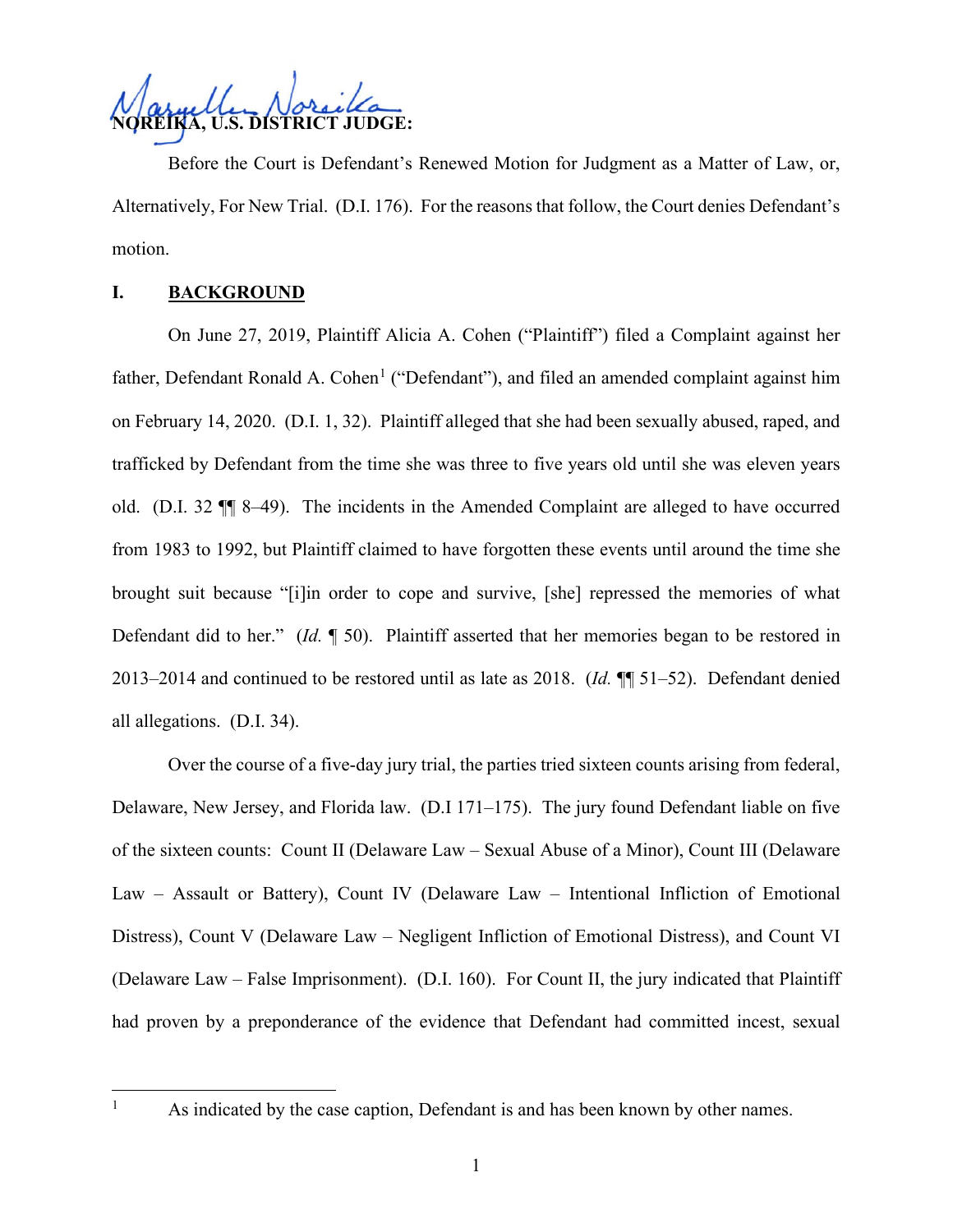**NOREIKA, U.S. DISTRICT JUDGE:**

Before the Court is Defendant's Renewed Motion for Judgment as a Matter of Law, or, Alternatively, For New Trial. (D.I. 176). For the reasons that follow, the Court denies Defendant's motion.

## I. BACKGROUND

On June 27, 2019, Plaintiff Alicia A. Cohen ("Plaintiff") filed a Complaint against her father, Defendant Ronald A. Cohen[1] ("Defendant"), and filed an amended complaint against him on February 14, 2020. (D.I. 1, 32). Plaintiff alleged that she had been sexually abused, raped, and trafficked by Defendant from the time she was three to five years old until she was eleven years old. (D.I. 32 ¶¶ 8–49). The incidents in the Amended Complaint are alleged to have occurred from 1983 to 1992, but Plaintiff claimed to have forgotten these events until around the time she brought suit because "[i]n order to cope and survive, [she] repressed the memories of what Defendant did to her." (*Id.* ¶ 50). Plaintiff asserted that her memories began to be restored in 2013–2014 and continued to be restored until as late as 2018. (*Id.* ¶¶ 51–52). Defendant denied all allegations. (D.I. 34).

Over the course of a five-day jury trial, the parties tried sixteen counts arising from federal, Delaware, New Jersey, and Florida law. (D.I 171–175). The jury found Defendant liable on five of the sixteen counts: Count II (Delaware Law – Sexual Abuse of a Minor), Count III (Delaware Law – Assault or Battery), Count IV (Delaware Law – Intentional Infliction of Emotional Distress), Count V (Delaware Law – Negligent Infliction of Emotional Distress), and Count VI (Delaware Law – False Imprisonment). (D.I. 160). For Count II, the jury indicated that Plaintiff had proven by a preponderance of the evidence that Defendant had committed incest, sexual

---

[1] As indicated by the case caption, Defendant is and has been known by other names.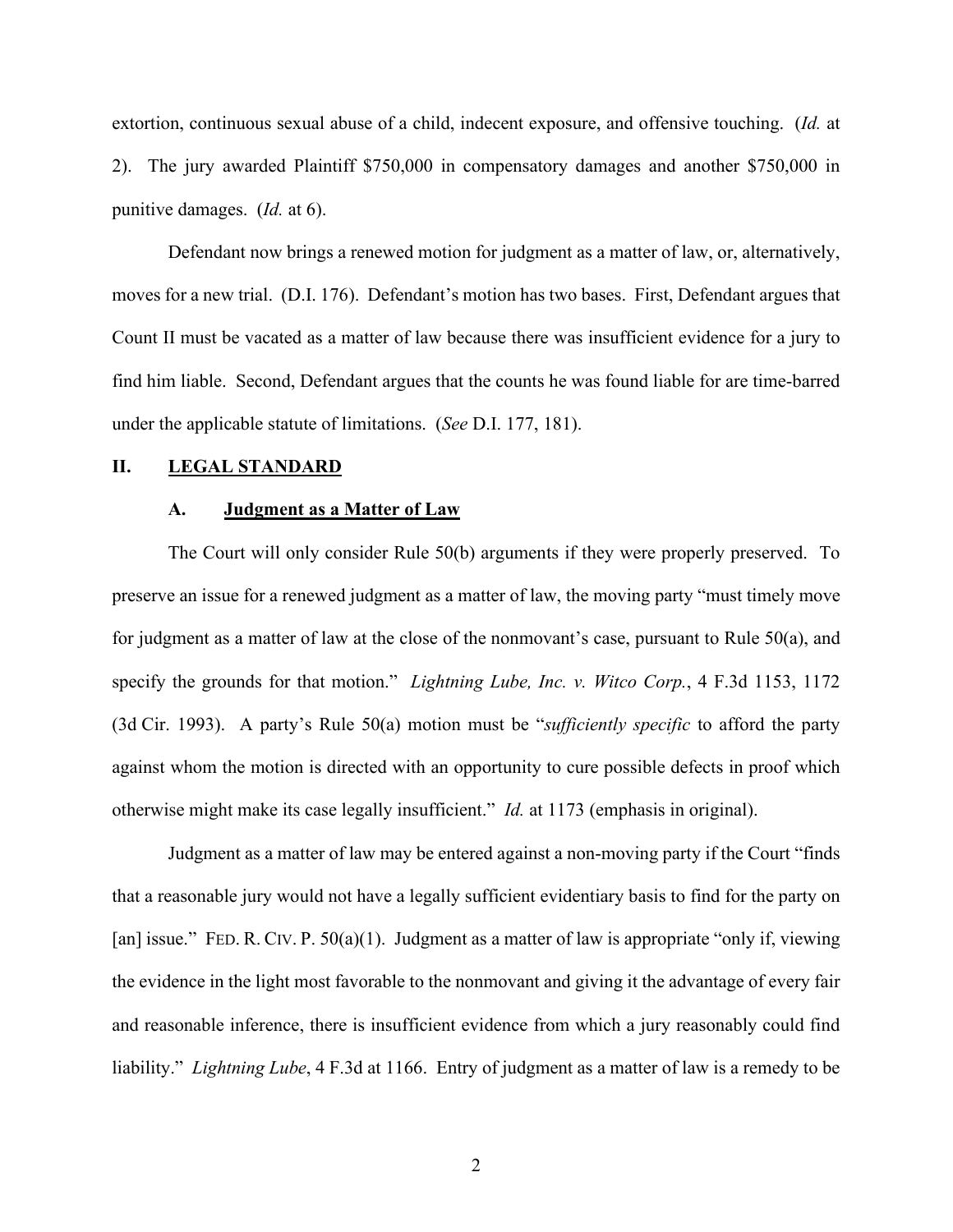extortion, continuous sexual abuse of a child, indecent exposure, and offensive touching. (*Id.* at 2). The jury awarded Plaintiff $750,000 in compensatory damages and another $750,000 in punitive damages. (*Id.* at 6).

Defendant now brings a renewed motion for judgment as a matter of law, or, alternatively, moves for a new trial. (D.I. 176). Defendant's motion has two bases. First, Defendant argues that Count II must be vacated as a matter of law because there was insufficient evidence for a jury to find him liable. Second, Defendant argues that the counts he was found liable for are time-barred under the applicable statute of limitations. (*See* D.I. 177, 181).

## II. LEGAL STANDARD

### A. Judgment as a Matter of Law

The Court will only consider Rule 50(b) arguments if they were properly preserved. To preserve an issue for a renewed judgment as a matter of law, the moving party "must timely move for judgment as a matter of law at the close of the nonmovant's case, pursuant to Rule 50(a), and specify the grounds for that motion." *Lightning Lube, Inc. v. Witco Corp.*, 4 F.3d 1153, 1172 (3d Cir. 1993). A party's Rule 50(a) motion must be "*sufficiently specific* to afford the party against whom the motion is directed with an opportunity to cure possible defects in proof which otherwise might make its case legally insufficient." *Id.* at 1173 (emphasis in original).

Judgment as a matter of law may be entered against a non-moving party if the Court "finds that a reasonable jury would not have a legally sufficient evidentiary basis to find for the party on [an] issue." FED. R. CIV. P. 50(a)(1). Judgment as a matter of law is appropriate "only if, viewing the evidence in the light most favorable to the nonmovant and giving it the advantage of every fair and reasonable inference, there is insufficient evidence from which a jury reasonably could find liability." *Lightning Lube*, 4 F.3d at 1166. Entry of judgment as a matter of law is a remedy to be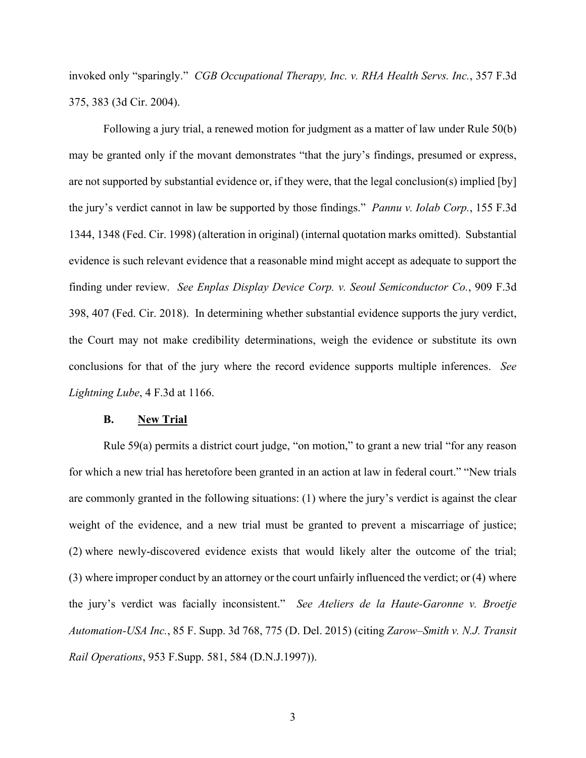invoked only "sparingly." *CGB Occupational Therapy, Inc. v. RHA Health Servs. Inc.*, 357 F.3d 375, 383 (3d Cir. 2004).

Following a jury trial, a renewed motion for judgment as a matter of law under Rule 50(b) may be granted only if the movant demonstrates "that the jury's findings, presumed or express, are not supported by substantial evidence or, if they were, that the legal conclusion(s) implied [by] the jury's verdict cannot in law be supported by those findings." *Pannu v. Iolab Corp.*, 155 F.3d 1344, 1348 (Fed. Cir. 1998) (alteration in original) (internal quotation marks omitted). Substantial evidence is such relevant evidence that a reasonable mind might accept as adequate to support the finding under review. *See Enplas Display Device Corp. v. Seoul Semiconductor Co.*, 909 F.3d 398, 407 (Fed. Cir. 2018). In determining whether substantial evidence supports the jury verdict, the Court may not make credibility determinations, weigh the evidence or substitute its own conclusions for that of the jury where the record evidence supports multiple inferences. *See Lightning Lube*, 4 F.3d at 1166.

### B. New Trial

Rule 59(a) permits a district court judge, "on motion," to grant a new trial "for any reason for which a new trial has heretofore been granted in an action at law in federal court." "New trials are commonly granted in the following situations: (1) where the jury's verdict is against the clear weight of the evidence, and a new trial must be granted to prevent a miscarriage of justice; (2) where newly-discovered evidence exists that would likely alter the outcome of the trial; (3) where improper conduct by an attorney or the court unfairly influenced the verdict; or (4) where the jury's verdict was facially inconsistent." *See Ateliers de la Haute-Garonne v. Broetje Automation-USA Inc.*, 85 F. Supp. 3d 768, 775 (D. Del. 2015) (citing *Zarow–Smith v. N.J. Transit Rail Operations*, 953 F.Supp. 581, 584 (D.N.J.1997)).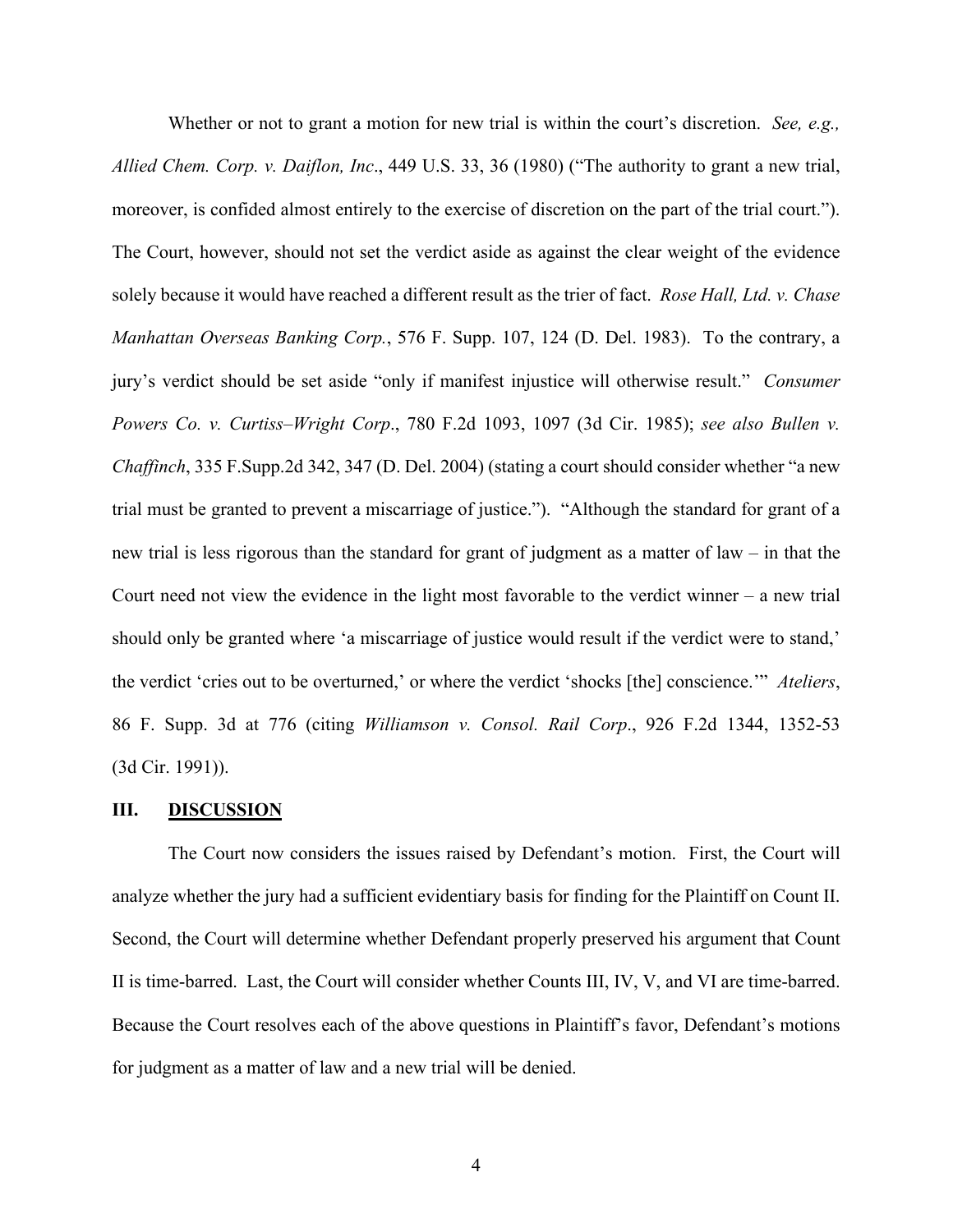Whether or not to grant a motion for new trial is within the court's discretion. *See, e.g., Allied Chem. Corp. v. Daiflon, Inc*., 449 U.S. 33, 36 (1980) ("The authority to grant a new trial, moreover, is confided almost entirely to the exercise of discretion on the part of the trial court."). The Court, however, should not set the verdict aside as against the clear weight of the evidence solely because it would have reached a different result as the trier of fact. *Rose Hall, Ltd. v. Chase Manhattan Overseas Banking Corp.*, 576 F. Supp. 107, 124 (D. Del. 1983). To the contrary, a jury's verdict should be set aside "only if manifest injustice will otherwise result." *Consumer Powers Co. v. Curtiss–Wright Corp*., 780 F.2d 1093, 1097 (3d Cir. 1985); *see also Bullen v. Chaffinch*, 335 F.Supp.2d 342, 347 (D. Del. 2004) (stating a court should consider whether "a new trial must be granted to prevent a miscarriage of justice."). "Although the standard for grant of a new trial is less rigorous than the standard for grant of judgment as a matter of law – in that the Court need not view the evidence in the light most favorable to the verdict winner – a new trial should only be granted where 'a miscarriage of justice would result if the verdict were to stand,' the verdict 'cries out to be overturned,' or where the verdict 'shocks [the] conscience.'" *Ateliers*, 86 F. Supp. 3d at 776 (citing *Williamson v. Consol. Rail Corp*., 926 F.2d 1344, 1352-53 (3d Cir. 1991)).

## III. <u>DISCUSSION</u>

The Court now considers the issues raised by Defendant's motion. First, the Court will analyze whether the jury had a sufficient evidentiary basis for finding for the Plaintiff on Count II. Second, the Court will determine whether Defendant properly preserved his argument that Count II is time-barred. Last, the Court will consider whether Counts III, IV, V, and VI are time-barred. Because the Court resolves each of the above questions in Plaintiff's favor, Defendant's motions for judgment as a matter of law and a new trial will be denied.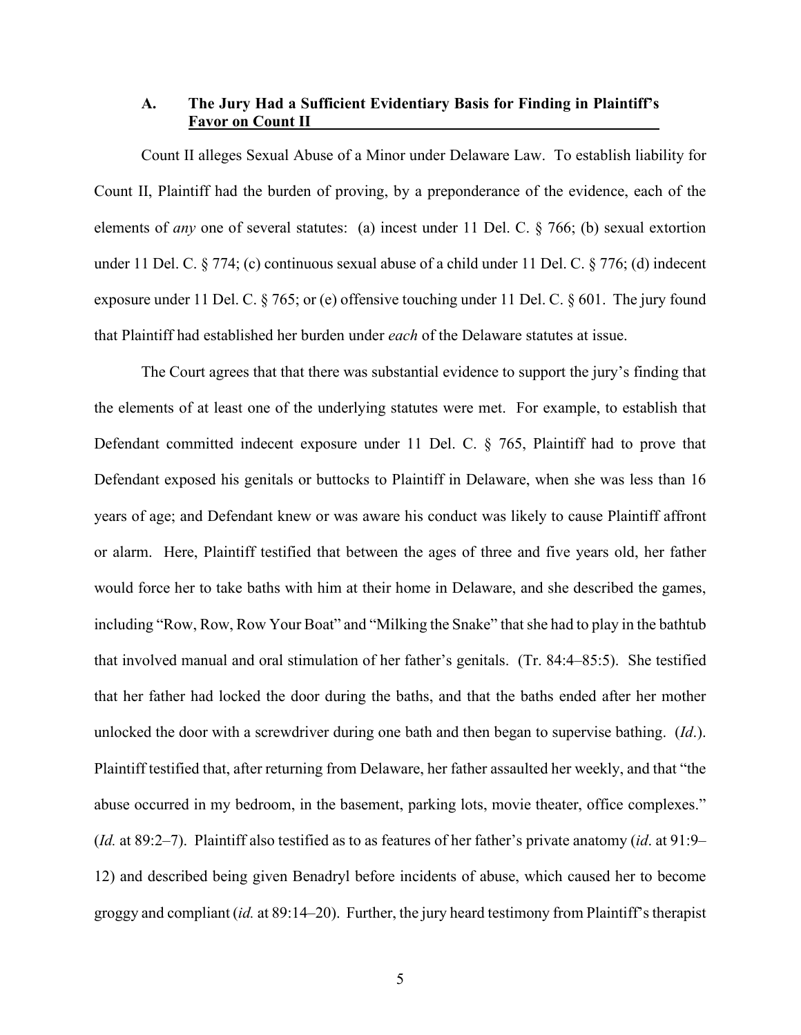### A. The Jury Had a Sufficient Evidentiary Basis for Finding in Plaintiff's Favor on Count II

Count II alleges Sexual Abuse of a Minor under Delaware Law. To establish liability for Count II, Plaintiff had the burden of proving, by a preponderance of the evidence, each of the elements of *any* one of several statutes: (a) incest under 11 Del. C. § 766; (b) sexual extortion under 11 Del. C. § 774; (c) continuous sexual abuse of a child under 11 Del. C. § 776; (d) indecent exposure under 11 Del. C. § 765; or (e) offensive touching under 11 Del. C. § 601. The jury found that Plaintiff had established her burden under *each* of the Delaware statutes at issue.

The Court agrees that that there was substantial evidence to support the jury's finding that the elements of at least one of the underlying statutes were met. For example, to establish that Defendant committed indecent exposure under 11 Del. C. § 765, Plaintiff had to prove that Defendant exposed his genitals or buttocks to Plaintiff in Delaware, when she was less than 16 years of age; and Defendant knew or was aware his conduct was likely to cause Plaintiff affront or alarm. Here, Plaintiff testified that between the ages of three and five years old, her father would force her to take baths with him at their home in Delaware, and she described the games, including "Row, Row, Row Your Boat" and "Milking the Snake" that she had to play in the bathtub that involved manual and oral stimulation of her father's genitals. (Tr. 84:4–85:5). She testified that her father had locked the door during the baths, and that the baths ended after her mother unlocked the door with a screwdriver during one bath and then began to supervise bathing. (*Id*.). Plaintiff testified that, after returning from Delaware, her father assaulted her weekly, and that "the abuse occurred in my bedroom, in the basement, parking lots, movie theater, office complexes." (*Id.* at 89:2–7). Plaintiff also testified as to as features of her father's private anatomy (*id*. at 91:9–12) and described being given Benadryl before incidents of abuse, which caused her to become groggy and compliant (*id.* at 89:14–20). Further, the jury heard testimony from Plaintiff's therapist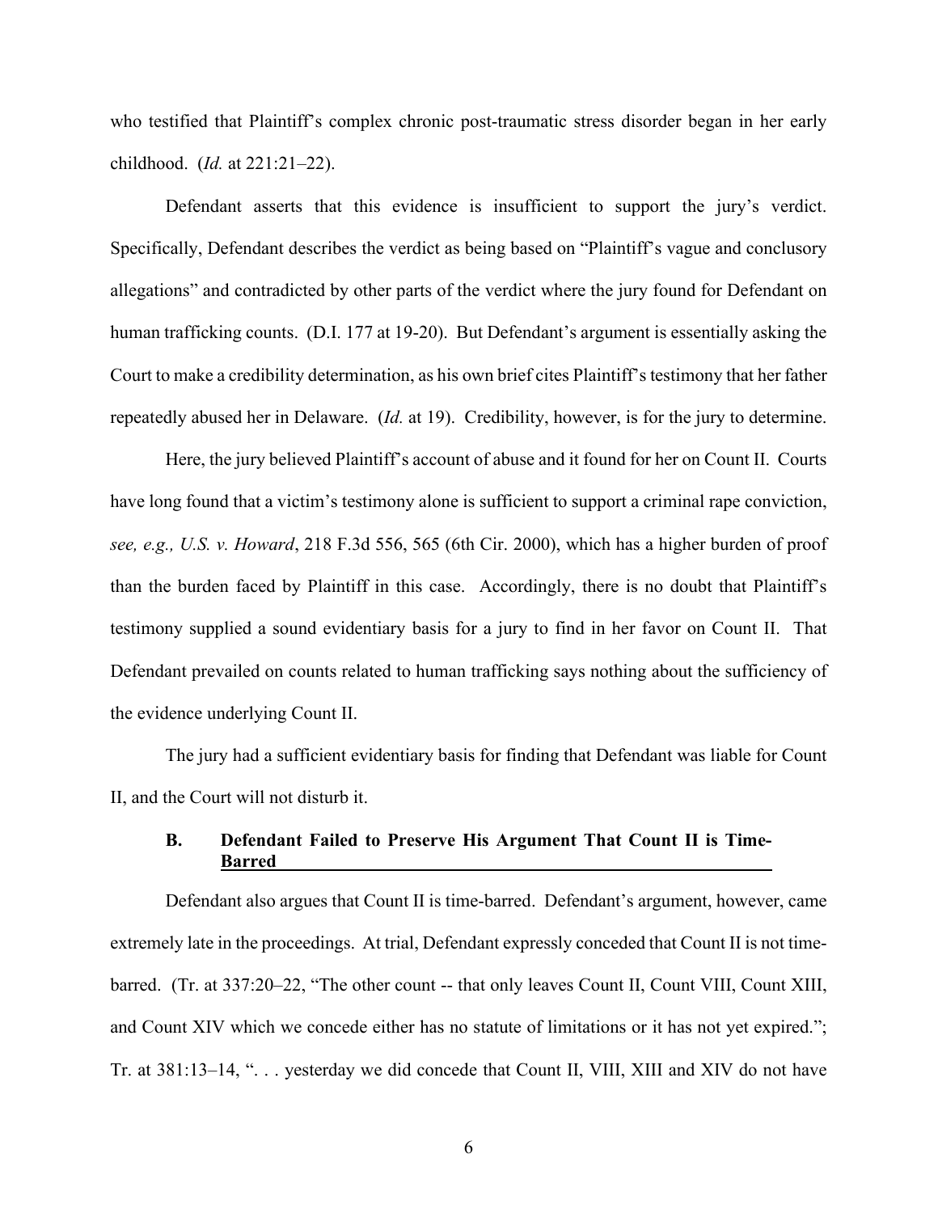who testified that Plaintiff's complex chronic post-traumatic stress disorder began in her early childhood. (*Id.* at 221:21–22).

Defendant asserts that this evidence is insufficient to support the jury's verdict. Specifically, Defendant describes the verdict as being based on "Plaintiff's vague and conclusory allegations" and contradicted by other parts of the verdict where the jury found for Defendant on human trafficking counts. (D.I. 177 at 19-20). But Defendant's argument is essentially asking the Court to make a credibility determination, as his own brief cites Plaintiff's testimony that her father repeatedly abused her in Delaware. (*Id.* at 19). Credibility, however, is for the jury to determine.

Here, the jury believed Plaintiff's account of abuse and it found for her on Count II. Courts have long found that a victim's testimony alone is sufficient to support a criminal rape conviction, *see, e.g., U.S. v. Howard*, 218 F.3d 556, 565 (6th Cir. 2000), which has a higher burden of proof than the burden faced by Plaintiff in this case. Accordingly, there is no doubt that Plaintiff's testimony supplied a sound evidentiary basis for a jury to find in her favor on Count II. That Defendant prevailed on counts related to human trafficking says nothing about the sufficiency of the evidence underlying Count II.

The jury had a sufficient evidentiary basis for finding that Defendant was liable for Count II, and the Court will not disturb it.

### B. Defendant Failed to Preserve His Argument That Count II is Time-Barred

Defendant also argues that Count II is time-barred. Defendant's argument, however, came extremely late in the proceedings. At trial, Defendant expressly conceded that Count II is not time-barred. (Tr. at 337:20–22, "The other count -- that only leaves Count II, Count VIII, Count XIII, and Count XIV which we concede either has no statute of limitations or it has not yet expired."; Tr. at 381:13–14, ". . . yesterday we did concede that Count II, VIII, XIII and XIV do not have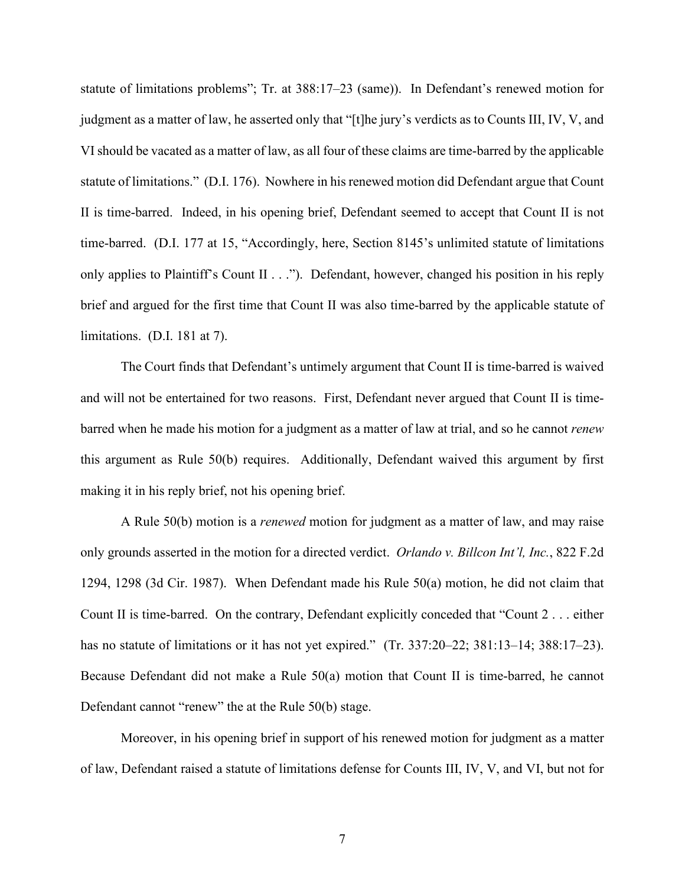statute of limitations problems"; Tr. at 388:17–23 (same)). In Defendant's renewed motion for judgment as a matter of law, he asserted only that "[t]he jury's verdicts as to Counts III, IV, V, and VI should be vacated as a matter of law, as all four of these claims are time-barred by the applicable statute of limitations." (D.I. 176). Nowhere in his renewed motion did Defendant argue that Count II is time-barred. Indeed, in his opening brief, Defendant seemed to accept that Count II is not time-barred. (D.I. 177 at 15, "Accordingly, here, Section 8145's unlimited statute of limitations only applies to Plaintiff's Count II . . ."). Defendant, however, changed his position in his reply brief and argued for the first time that Count II was also time-barred by the applicable statute of limitations. (D.I. 181 at 7).

The Court finds that Defendant's untimely argument that Count II is time-barred is waived and will not be entertained for two reasons. First, Defendant never argued that Count II is time-barred when he made his motion for a judgment as a matter of law at trial, and so he cannot *renew* this argument as Rule 50(b) requires. Additionally, Defendant waived this argument by first making it in his reply brief, not his opening brief.

A Rule 50(b) motion is a *renewed* motion for judgment as a matter of law, and may raise only grounds asserted in the motion for a directed verdict. *Orlando v. Billcon Int'l, Inc.*, 822 F.2d 1294, 1298 (3d Cir. 1987). When Defendant made his Rule 50(a) motion, he did not claim that Count II is time-barred. On the contrary, Defendant explicitly conceded that "Count 2 . . . either has no statute of limitations or it has not yet expired." (Tr. 337:20–22; 381:13–14; 388:17–23). Because Defendant did not make a Rule 50(a) motion that Count II is time-barred, he cannot Defendant cannot "renew" the at the Rule 50(b) stage.

Moreover, in his opening brief in support of his renewed motion for judgment as a matter of law, Defendant raised a statute of limitations defense for Counts III, IV, V, and VI, but not for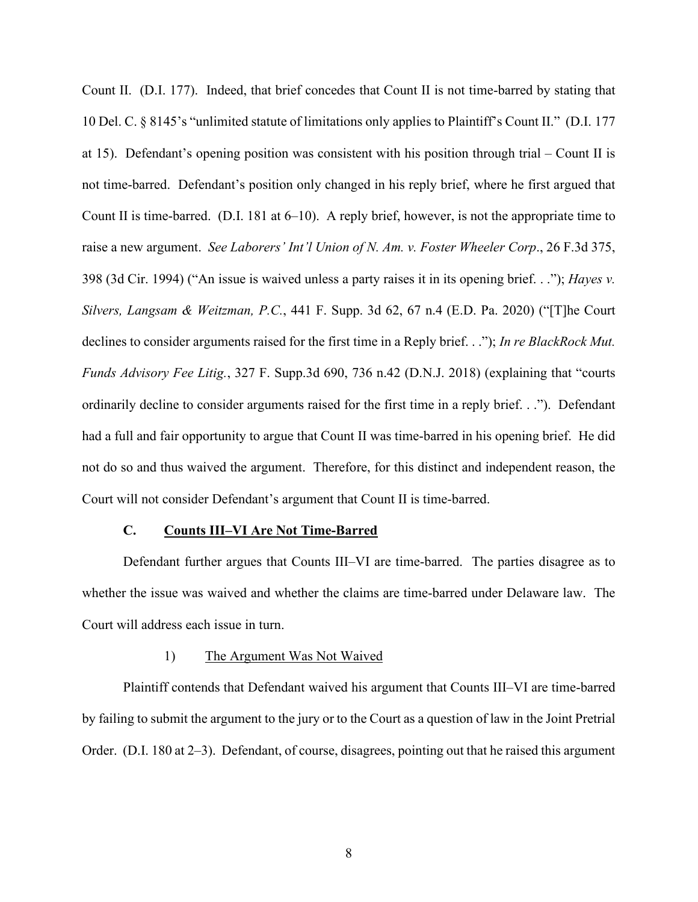Count II. (D.I. 177). Indeed, that brief concedes that Count II is not time-barred by stating that 10 Del. C. § 8145's "unlimited statute of limitations only applies to Plaintiff's Count II." (D.I. 177 at 15). Defendant's opening position was consistent with his position through trial – Count II is not time-barred. Defendant's position only changed in his reply brief, where he first argued that Count II is time-barred. (D.I. 181 at 6–10). A reply brief, however, is not the appropriate time to raise a new argument. *See Laborers' Int'l Union of N. Am. v. Foster Wheeler Corp*., 26 F.3d 375, 398 (3d Cir. 1994) ("An issue is waived unless a party raises it in its opening brief. . ."); *Hayes v. Silvers, Langsam & Weitzman, P.C.*, 441 F. Supp. 3d 62, 67 n.4 (E.D. Pa. 2020) ("[T]he Court declines to consider arguments raised for the first time in a Reply brief. . ."); *In re BlackRock Mut. Funds Advisory Fee Litig.*, 327 F. Supp.3d 690, 736 n.42 (D.N.J. 2018) (explaining that "courts ordinarily decline to consider arguments raised for the first time in a reply brief. . ."). Defendant had a full and fair opportunity to argue that Count II was time-barred in his opening brief. He did not do so and thus waived the argument. Therefore, for this distinct and independent reason, the Court will not consider Defendant's argument that Count II is time-barred.

### C. Counts III–VI Are Not Time-Barred

Defendant further argues that Counts III–VI are time-barred. The parties disagree as to whether the issue was waived and whether the claims are time-barred under Delaware law. The Court will address each issue in turn.

#### 1) The Argument Was Not Waived

Plaintiff contends that Defendant waived his argument that Counts III–VI are time-barred by failing to submit the argument to the jury or to the Court as a question of law in the Joint Pretrial Order. (D.I. 180 at 2–3). Defendant, of course, disagrees, pointing out that he raised this argument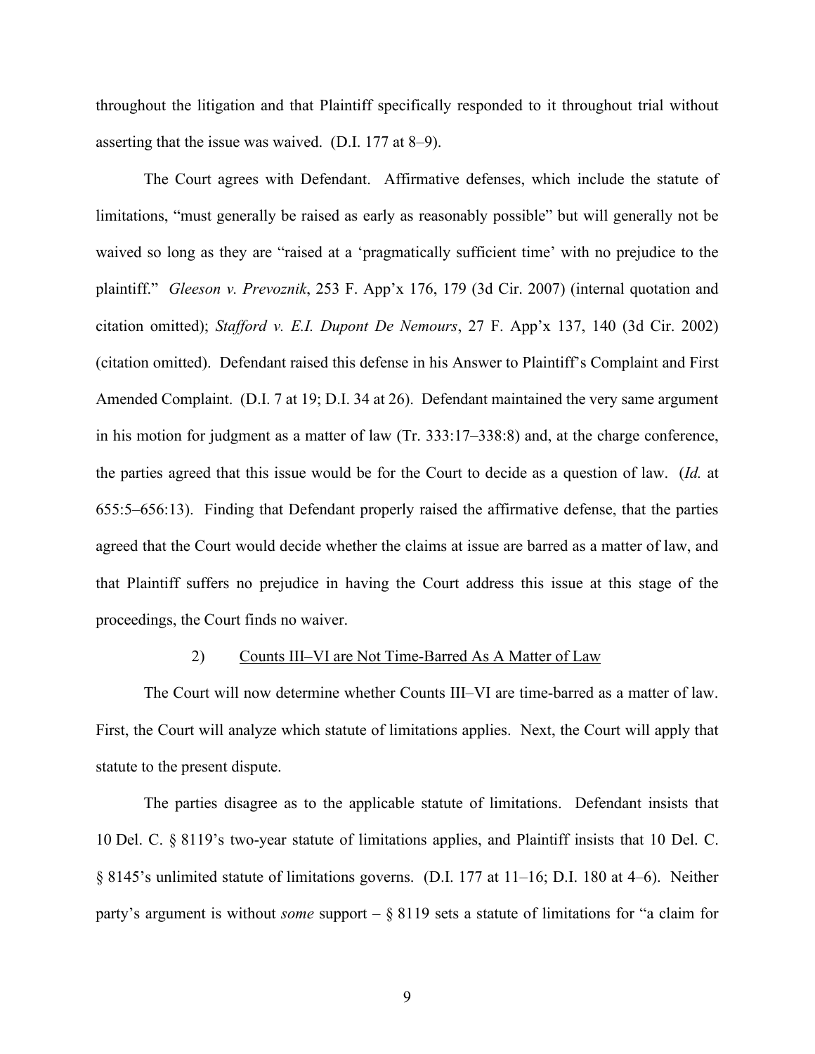throughout the litigation and that Plaintiff specifically responded to it throughout trial without asserting that the issue was waived. (D.I. 177 at 8–9).

The Court agrees with Defendant. Affirmative defenses, which include the statute of limitations, "must generally be raised as early as reasonably possible" but will generally not be waived so long as they are "raised at a 'pragmatically sufficient time' with no prejudice to the plaintiff." *Gleeson v. Prevoznik*, 253 F. App'x 176, 179 (3d Cir. 2007) (internal quotation and citation omitted); *Stafford v. E.I. Dupont De Nemours*, 27 F. App'x 137, 140 (3d Cir. 2002) (citation omitted). Defendant raised this defense in his Answer to Plaintiff's Complaint and First Amended Complaint. (D.I. 7 at 19; D.I. 34 at 26). Defendant maintained the very same argument in his motion for judgment as a matter of law (Tr. 333:17–338:8) and, at the charge conference, the parties agreed that this issue would be for the Court to decide as a question of law. (*Id.* at 655:5–656:13). Finding that Defendant properly raised the affirmative defense, that the parties agreed that the Court would decide whether the claims at issue are barred as a matter of law, and that Plaintiff suffers no prejudice in having the Court address this issue at this stage of the proceedings, the Court finds no waiver.

### 2) Counts III–VI are Not Time-Barred As A Matter of Law

The Court will now determine whether Counts III–VI are time-barred as a matter of law. First, the Court will analyze which statute of limitations applies. Next, the Court will apply that statute to the present dispute.

The parties disagree as to the applicable statute of limitations. Defendant insists that 10 Del. C. § 8119's two-year statute of limitations applies, and Plaintiff insists that 10 Del. C. § 8145's unlimited statute of limitations governs. (D.I. 177 at 11–16; D.I. 180 at 4–6). Neither party's argument is without *some* support – § 8119 sets a statute of limitations for "a claim for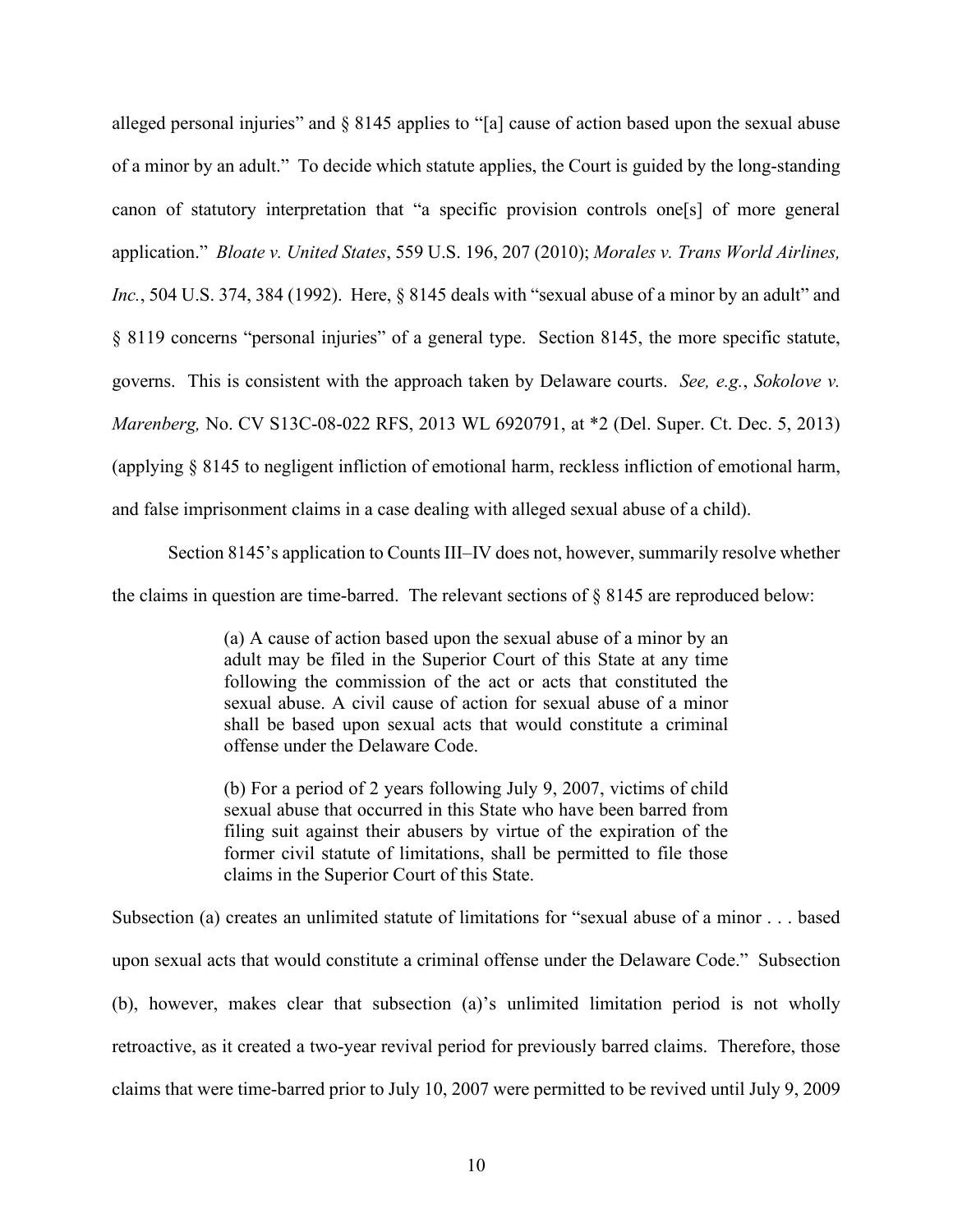alleged personal injuries" and § 8145 applies to "[a] cause of action based upon the sexual abuse of a minor by an adult." To decide which statute applies, the Court is guided by the long-standing canon of statutory interpretation that "a specific provision controls one[s] of more general application." *Bloate v. United States*, 559 U.S. 196, 207 (2010); *Morales v. Trans World Airlines, Inc.*, 504 U.S. 374, 384 (1992). Here, § 8145 deals with "sexual abuse of a minor by an adult" and § 8119 concerns "personal injuries" of a general type. Section 8145, the more specific statute, governs. This is consistent with the approach taken by Delaware courts. *See, e.g.*, *Sokolove v. Marenberg,* No. CV S13C-08-022 RFS, 2013 WL 6920791, at *2 (Del. Super. Ct. Dec. 5, 2013) (applying § 8145 to negligent infliction of emotional harm, reckless infliction of emotional harm, and false imprisonment claims in a case dealing with alleged sexual abuse of a child).

Section 8145's application to Counts III–IV does not, however, summarily resolve whether the claims in question are time-barred. The relevant sections of § 8145 are reproduced below:

> (a) A cause of action based upon the sexual abuse of a minor by an adult may be filed in the Superior Court of this State at any time following the commission of the act or acts that constituted the sexual abuse. A civil cause of action for sexual abuse of a minor shall be based upon sexual acts that would constitute a criminal offense under the Delaware Code.
>
> (b) For a period of 2 years following July 9, 2007, victims of child sexual abuse that occurred in this State who have been barred from filing suit against their abusers by virtue of the expiration of the former civil statute of limitations, shall be permitted to file those claims in the Superior Court of this State.

Subsection (a) creates an unlimited statute of limitations for "sexual abuse of a minor . . . based upon sexual acts that would constitute a criminal offense under the Delaware Code." Subsection (b), however, makes clear that subsection (a)'s unlimited limitation period is not wholly retroactive, as it created a two-year revival period for previously barred claims. Therefore, those claims that were time-barred prior to July 10, 2007 were permitted to be revived until July 9, 2009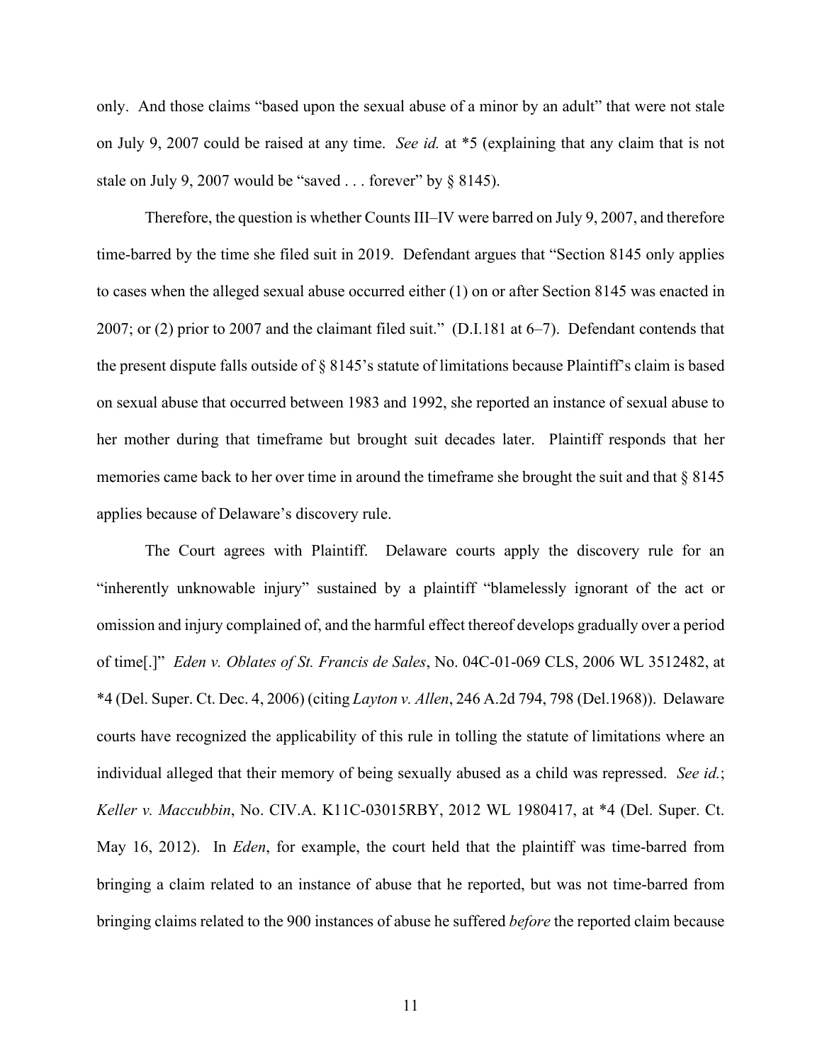only. And those claims "based upon the sexual abuse of a minor by an adult" that were not stale on July 9, 2007 could be raised at any time. *See id.* at *5 (explaining that any claim that is not stale on July 9, 2007 would be "saved . . . forever" by § 8145).

Therefore, the question is whether Counts III–IV were barred on July 9, 2007, and therefore time-barred by the time she filed suit in 2019. Defendant argues that "Section 8145 only applies to cases when the alleged sexual abuse occurred either (1) on or after Section 8145 was enacted in 2007; or (2) prior to 2007 and the claimant filed suit." (D.I.181 at 6–7). Defendant contends that the present dispute falls outside of § 8145's statute of limitations because Plaintiff's claim is based on sexual abuse that occurred between 1983 and 1992, she reported an instance of sexual abuse to her mother during that timeframe but brought suit decades later. Plaintiff responds that her memories came back to her over time in around the timeframe she brought the suit and that § 8145 applies because of Delaware's discovery rule.

The Court agrees with Plaintiff. Delaware courts apply the discovery rule for an "inherently unknowable injury" sustained by a plaintiff "blamelessly ignorant of the act or omission and injury complained of, and the harmful effect thereof develops gradually over a period of time[.]" *Eden v. Oblates of St. Francis de Sales*, No. 04C-01-069 CLS, 2006 WL 3512482, at *4 (Del. Super. Ct. Dec. 4, 2006) (citing *Layton v. Allen*, 246 A.2d 794, 798 (Del.1968)). Delaware courts have recognized the applicability of this rule in tolling the statute of limitations where an individual alleged that their memory of being sexually abused as a child was repressed. *See id.*; *Keller v. Maccubbin*, No. CIV.A. K11C-03015RBY, 2012 WL 1980417, at *4 (Del. Super. Ct. May 16, 2012). In *Eden*, for example, the court held that the plaintiff was time-barred from bringing a claim related to an instance of abuse that he reported, but was not time-barred from bringing claims related to the 900 instances of abuse he suffered *before* the reported claim because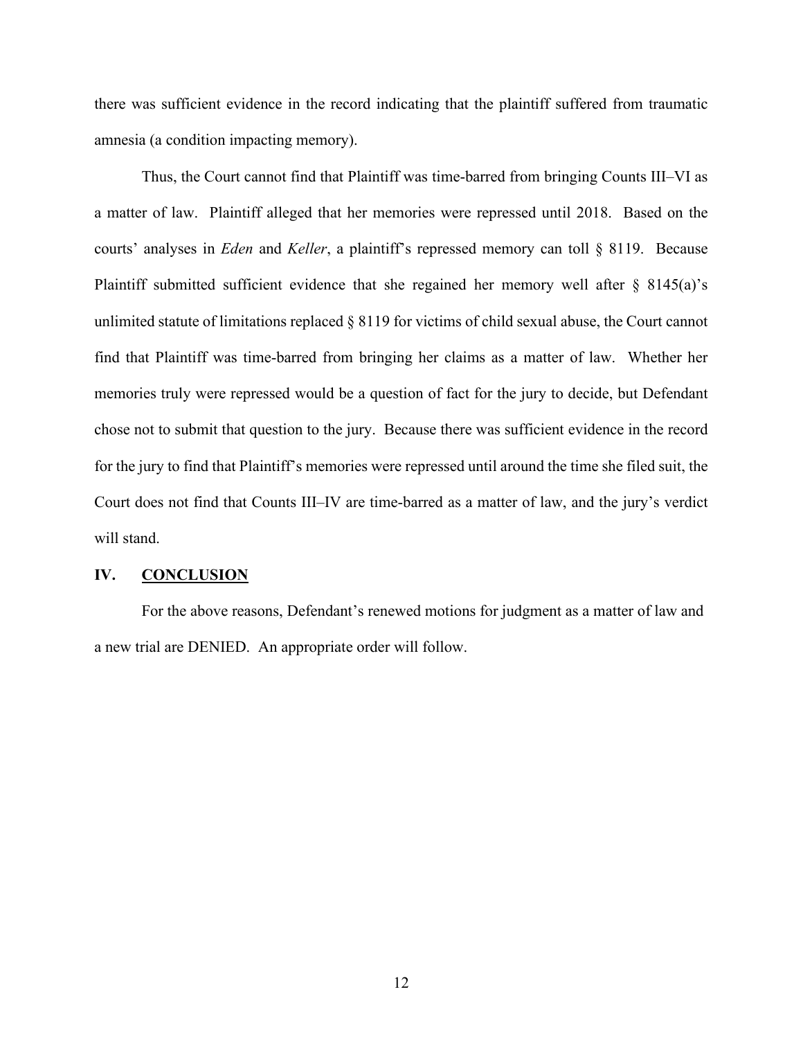there was sufficient evidence in the record indicating that the plaintiff suffered from traumatic amnesia (a condition impacting memory).

Thus, the Court cannot find that Plaintiff was time-barred from bringing Counts III–VI as a matter of law. Plaintiff alleged that her memories were repressed until 2018. Based on the courts' analyses in *Eden* and *Keller*, a plaintiff's repressed memory can toll § 8119. Because Plaintiff submitted sufficient evidence that she regained her memory well after § 8145(a)'s unlimited statute of limitations replaced § 8119 for victims of child sexual abuse, the Court cannot find that Plaintiff was time-barred from bringing her claims as a matter of law. Whether her memories truly were repressed would be a question of fact for the jury to decide, but Defendant chose not to submit that question to the jury. Because there was sufficient evidence in the record for the jury to find that Plaintiff's memories were repressed until around the time she filed suit, the Court does not find that Counts III–IV are time-barred as a matter of law, and the jury's verdict will stand.

## IV. CONCLUSION

For the above reasons, Defendant's renewed motions for judgment as a matter of law and a new trial are DENIED. An appropriate order will follow.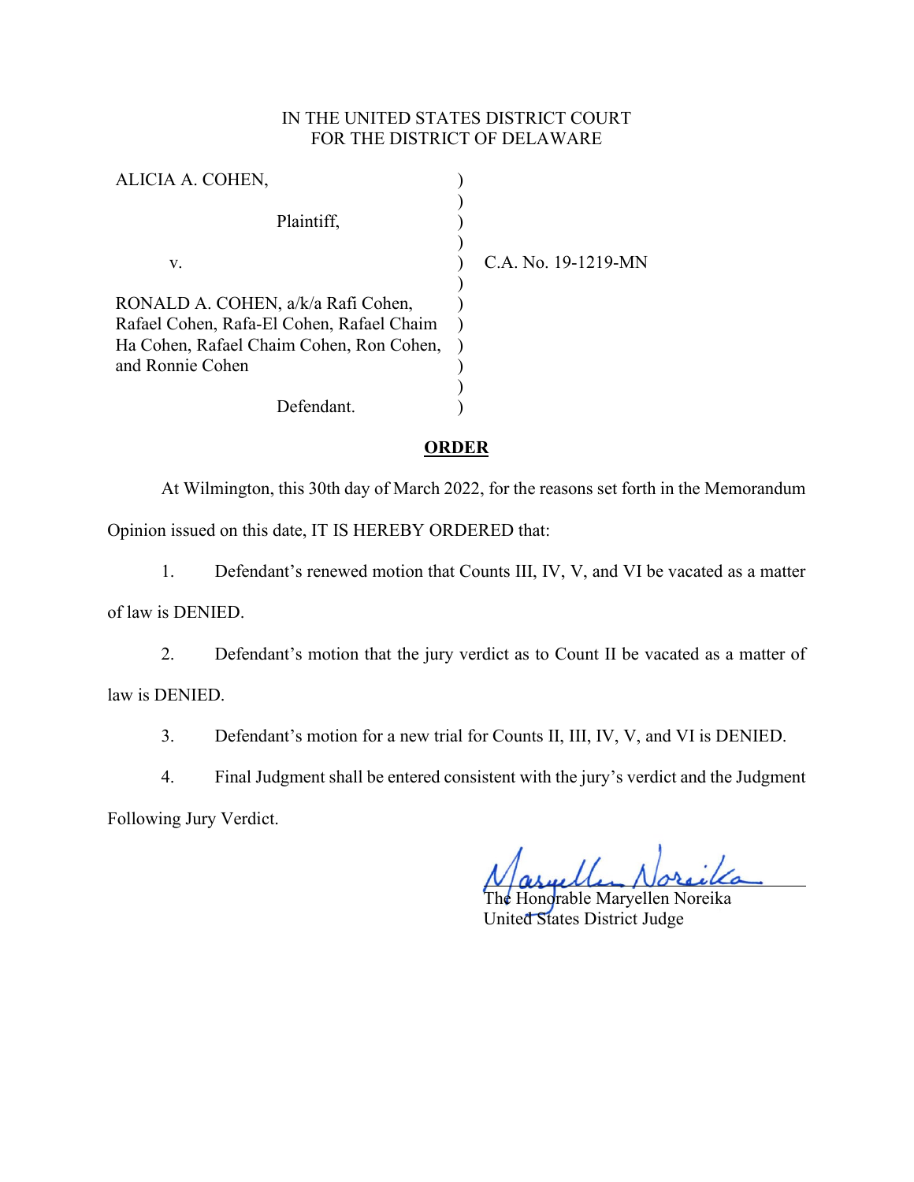IN THE UNITED STATES DISTRICT COURT
FOR THE DISTRICT OF DELAWARE

ALICIA A. COHEN,

Plaintiff,

v.

RONALD A. COHEN, a/k/a Rafi Cohen, Rafael Cohen, Rafa-El Cohen, Rafael Chaim Ha Cohen, Rafael Chaim Cohen, Ron Cohen, and Ronnie Cohen

Defendant.

C.A. No. 19-1219-MN

## ORDER

At Wilmington, this 30th day of March 2022, for the reasons set forth in the Memorandum Opinion issued on this date, IT IS HEREBY ORDERED that:

1. Defendant's renewed motion that Counts III, IV, V, and VI be vacated as a matter of law is DENIED.

2. Defendant's motion that the jury verdict as to Count II be vacated as a matter of law is DENIED.

3. Defendant's motion for a new trial for Counts II, III, IV, V, and VI is DENIED.

4. Final Judgment shall be entered consistent with the jury's verdict and the Judgment Following Jury Verdict.

The Honorable Maryellen Noreika
United States District Judge